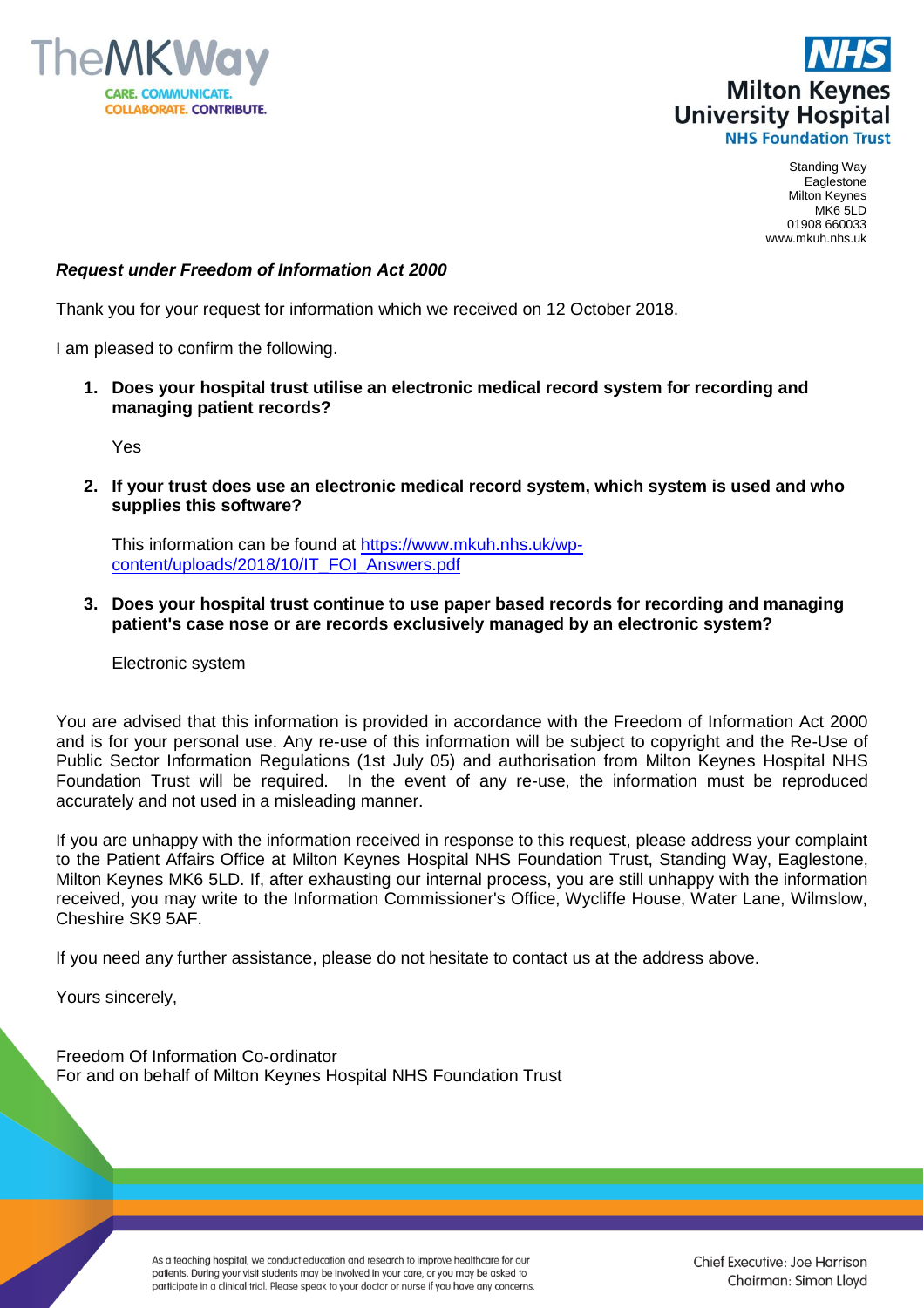TheMKWay
CARE. COMMUNICATE.
COLLABORATE. CONTRIBUTE.

NHS
Milton Keynes University Hospital
NHS Foundation Trust

Standing Way
Eaglestone
Milton Keynes
MK6 5LD
01908 660033
www.mkuh.nhs.uk

***Request under Freedom of Information Act 2000***

Thank you for your request for information which we received on 12 October 2018.

I am pleased to confirm the following.

1. **Does your hospital trust utilise an electronic medical record system for recording and managing patient records?**

   Yes

2. **If your trust does use an electronic medical record system, which system is used and who supplies this software?**

   This information can be found at [https://www.mkuh.nhs.uk/wp-content/uploads/2018/10/IT_FOI_Answers.pdf](https://www.mkuh.nhs.uk/wp-content/uploads/2018/10/IT_FOI_Answers.pdf)

3. **Does your hospital trust continue to use paper based records for recording and managing patient's case nose or are records exclusively managed by an electronic system?**

   Electronic system

You are advised that this information is provided in accordance with the Freedom of Information Act 2000 and is for your personal use. Any re-use of this information will be subject to copyright and the Re-Use of Public Sector Information Regulations (1st July 05) and authorisation from Milton Keynes Hospital NHS Foundation Trust will be required. In the event of any re-use, the information must be reproduced accurately and not used in a misleading manner.

If you are unhappy with the information received in response to this request, please address your complaint to the Patient Affairs Office at Milton Keynes Hospital NHS Foundation Trust, Standing Way, Eaglestone, Milton Keynes MK6 5LD. If, after exhausting our internal process, you are still unhappy with the information received, you may write to the Information Commissioner's Office, Wycliffe House, Water Lane, Wilmslow, Cheshire SK9 5AF.

If you need any further assistance, please do not hesitate to contact us at the address above.

Yours sincerely,

Freedom Of Information Co-ordinator
For and on behalf of Milton Keynes Hospital NHS Foundation Trust

As a teaching hospital, we conduct education and research to improve healthcare for our patients. During your visit students may be involved in your care, or you may be asked to participate in a clinical trial. Please speak to your doctor or nurse if you have any concerns.

Chief Executive: Joe Harrison
Chairman: Simon Lloyd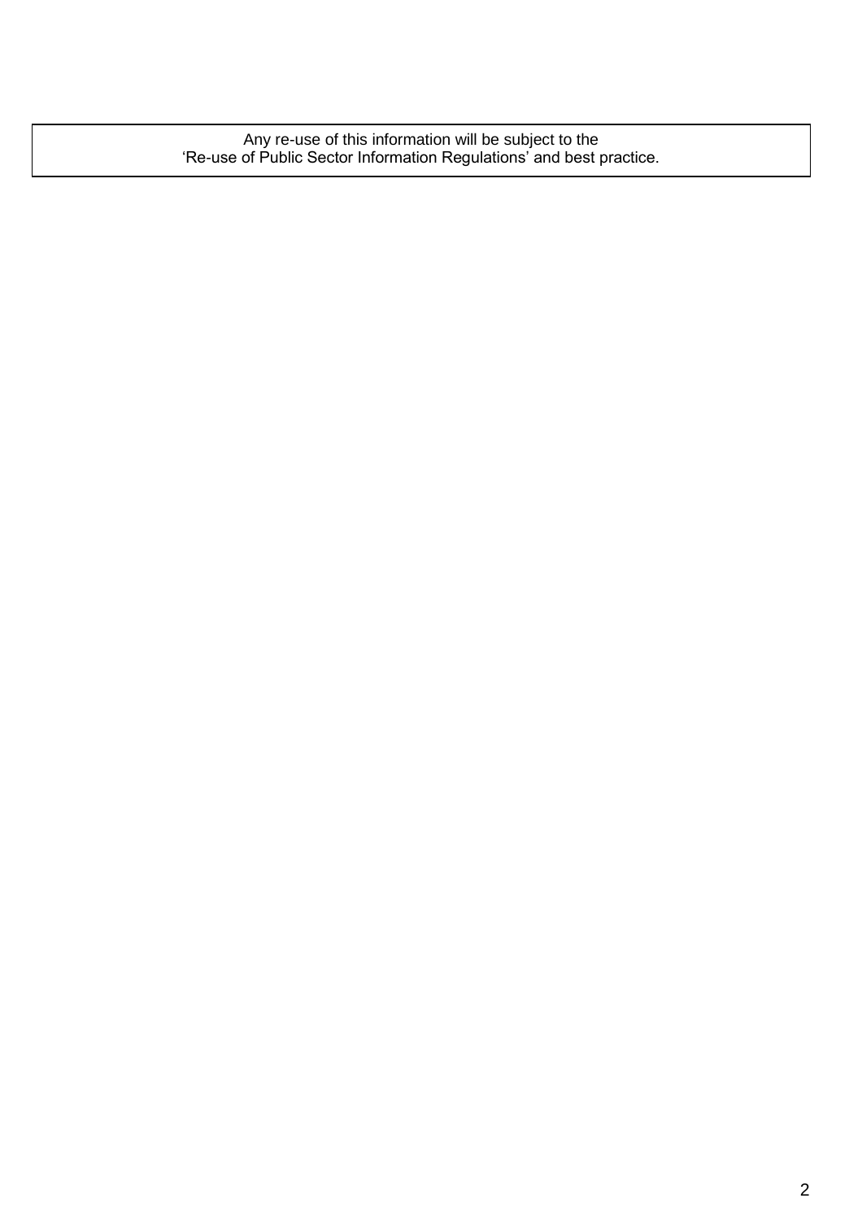Any re-use of this information will be subject to the
'Re-use of Public Sector Information Regulations' and best practice.